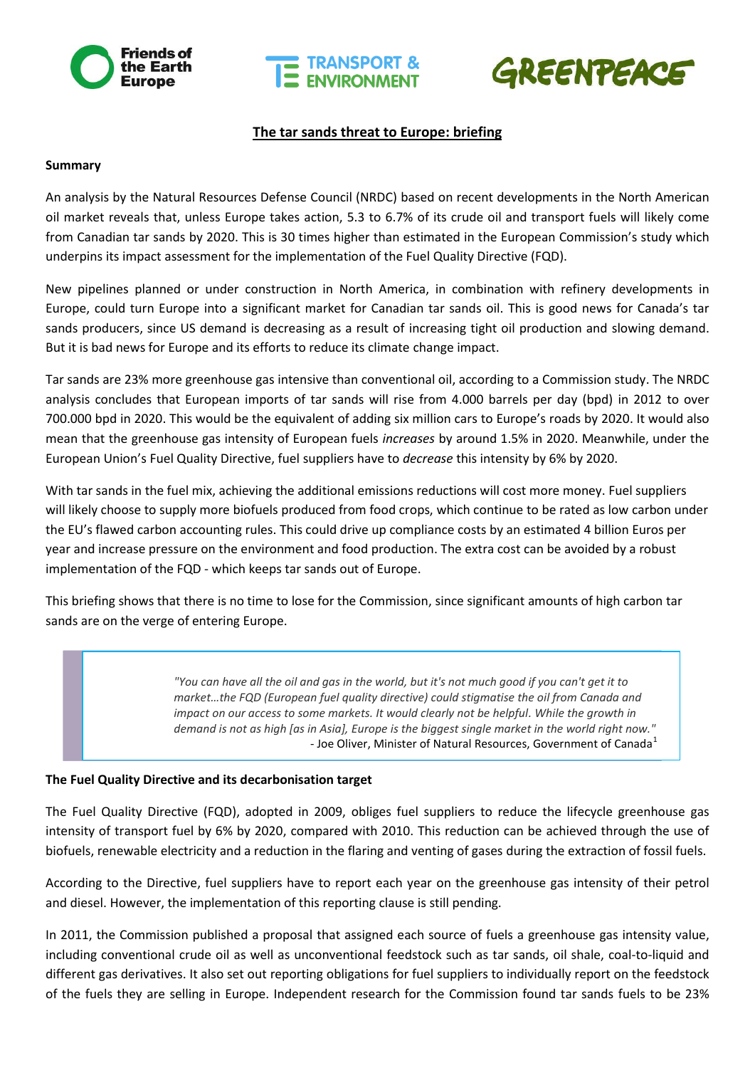# The tar sands threat to Europe: briefing

**Summary**

An analysis by the Natural Resources Defense Council (NRDC) based on recent developments in the North American oil market reveals that, unless Europe takes action, 5.3 to 6.7% of its crude oil and transport fuels will likely come from Canadian tar sands by 2020. This is 30 times higher than estimated in the European Commission's study which underpins its impact assessment for the implementation of the Fuel Quality Directive (FQD).

New pipelines planned or under construction in North America, in combination with refinery developments in Europe, could turn Europe into a significant market for Canadian tar sands oil. This is good news for Canada's tar sands producers, since US demand is decreasing as a result of increasing tight oil production and slowing demand. But it is bad news for Europe and its efforts to reduce its climate change impact.

Tar sands are 23% more greenhouse gas intensive than conventional oil, according to a Commission study. The NRDC analysis concludes that European imports of tar sands will rise from 4.000 barrels per day (bpd) in 2012 to over 700.000 bpd in 2020. This would be the equivalent of adding six million cars to Europe's roads by 2020. It would also mean that the greenhouse gas intensity of European fuels *increases* by around 1.5% in 2020. Meanwhile, under the European Union's Fuel Quality Directive, fuel suppliers have to *decrease* this intensity by 6% by 2020.

With tar sands in the fuel mix, achieving the additional emissions reductions will cost more money. Fuel suppliers will likely choose to supply more biofuels produced from food crops, which continue to be rated as low carbon under the EU's flawed carbon accounting rules. This could drive up compliance costs by an estimated 4 billion Euros per year and increase pressure on the environment and food production. The extra cost can be avoided by a robust implementation of the FQD - which keeps tar sands out of Europe.

This briefing shows that there is no time to lose for the Commission, since significant amounts of high carbon tar sands are on the verge of entering Europe.

> *"You can have all the oil and gas in the world, but it's not much good if you can't get it to market…the FQD (European fuel quality directive) could stigmatise the oil from Canada and impact on our access to some markets. It would clearly not be helpful. While the growth in demand is not as high [as in Asia], Europe is the biggest single market in the world right now."*
> - Joe Oliver, Minister of Natural Resources, Government of Canada[1]

**The Fuel Quality Directive and its decarbonisation target**

The Fuel Quality Directive (FQD), adopted in 2009, obliges fuel suppliers to reduce the lifecycle greenhouse gas intensity of transport fuel by 6% by 2020, compared with 2010. This reduction can be achieved through the use of biofuels, renewable electricity and a reduction in the flaring and venting of gases during the extraction of fossil fuels.

According to the Directive, fuel suppliers have to report each year on the greenhouse gas intensity of their petrol and diesel. However, the implementation of this reporting clause is still pending.

In 2011, the Commission published a proposal that assigned each source of fuels a greenhouse gas intensity value, including conventional crude oil as well as unconventional feedstock such as tar sands, oil shale, coal-to-liquid and different gas derivatives. It also set out reporting obligations for fuel suppliers to individually report on the feedstock of the fuels they are selling in Europe. Independent research for the Commission found tar sands fuels to be 23%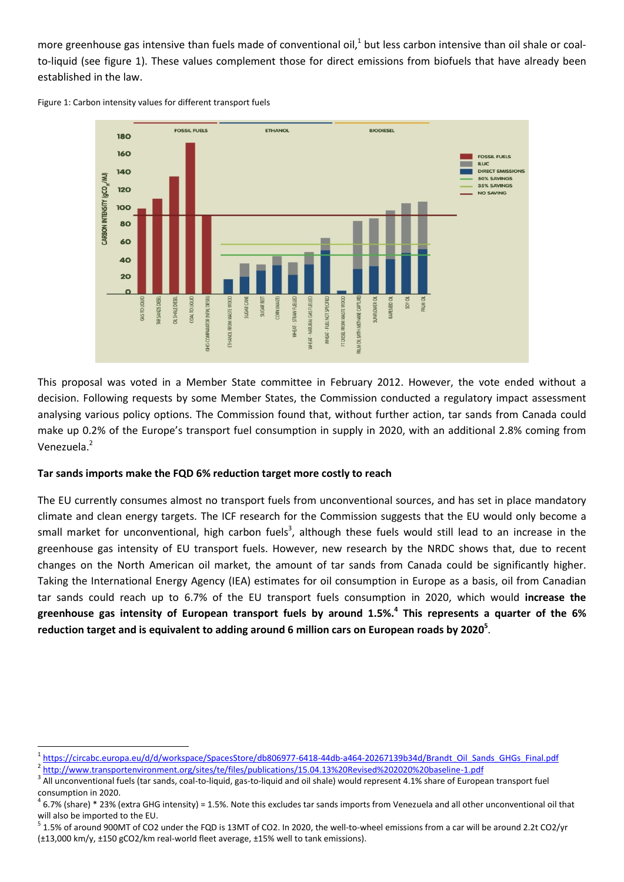more greenhouse gas intensive than fuels made of conventional oil,[1] but less carbon intensive than oil shale or coal-to-liquid (see figure 1). These values complement those for direct emissions from biofuels that have already been established in the law.

Figure 1: Carbon intensity values for different transport fuels

This proposal was voted in a Member State committee in February 2012. However, the vote ended without a decision. Following requests by some Member States, the Commission conducted a regulatory impact assessment analysing various policy options. The Commission found that, without further action, tar sands from Canada could make up 0.2% of the Europe's transport fuel consumption in supply in 2020, with an additional 2.8% coming from Venezuela.[2]

**Tar sands imports make the FQD 6% reduction target more costly to reach**

The EU currently consumes almost no transport fuels from unconventional sources, and has set in place mandatory climate and clean energy targets. The ICF research for the Commission suggests that the EU would only become a small market for unconventional, high carbon fuels[3], although these fuels would still lead to an increase in the greenhouse gas intensity of EU transport fuels. However, new research by the NRDC shows that, due to recent changes on the North American oil market, the amount of tar sands from Canada could be significantly higher. Taking the International Energy Agency (IEA) estimates for oil consumption in Europe as a basis, oil from Canadian tar sands could reach up to 6.7% of the EU transport fuels consumption in 2020, which would **increase the greenhouse gas intensity of European transport fuels by around 1.5%.[4] This represents a quarter of the 6% reduction target and is equivalent to adding around 6 million cars on European roads by 2020[5]**.

[1] https://circabc.europa.eu/d/d/workspace/SpacesStore/db806977-6418-44db-a464-20267139b34d/Brandt_Oil_Sands_GHGs_Final.pdf

[2] http://www.transportenvironment.org/sites/te/files/publications/15.04.13%20Revised%202020%20baseline-1.pdf

[3] All unconventional fuels (tar sands, coal-to-liquid, gas-to-liquid and oil shale) would represent 4.1% share of European transport fuel consumption in 2020.

[4] 6.7% (share) * 23% (extra GHG intensity) = 1.5%. Note this excludes tar sands imports from Venezuela and all other unconventional oil that will also be imported to the EU.

[5] 1.5% of around 900MT of CO2 under the FQD is 13MT of CO2. In 2020, the well-to-wheel emissions from a car will be around 2.2t CO2/yr (±13,000 km/y, ±150 gCO2/km real-world fleet average, ±15% well to tank emissions).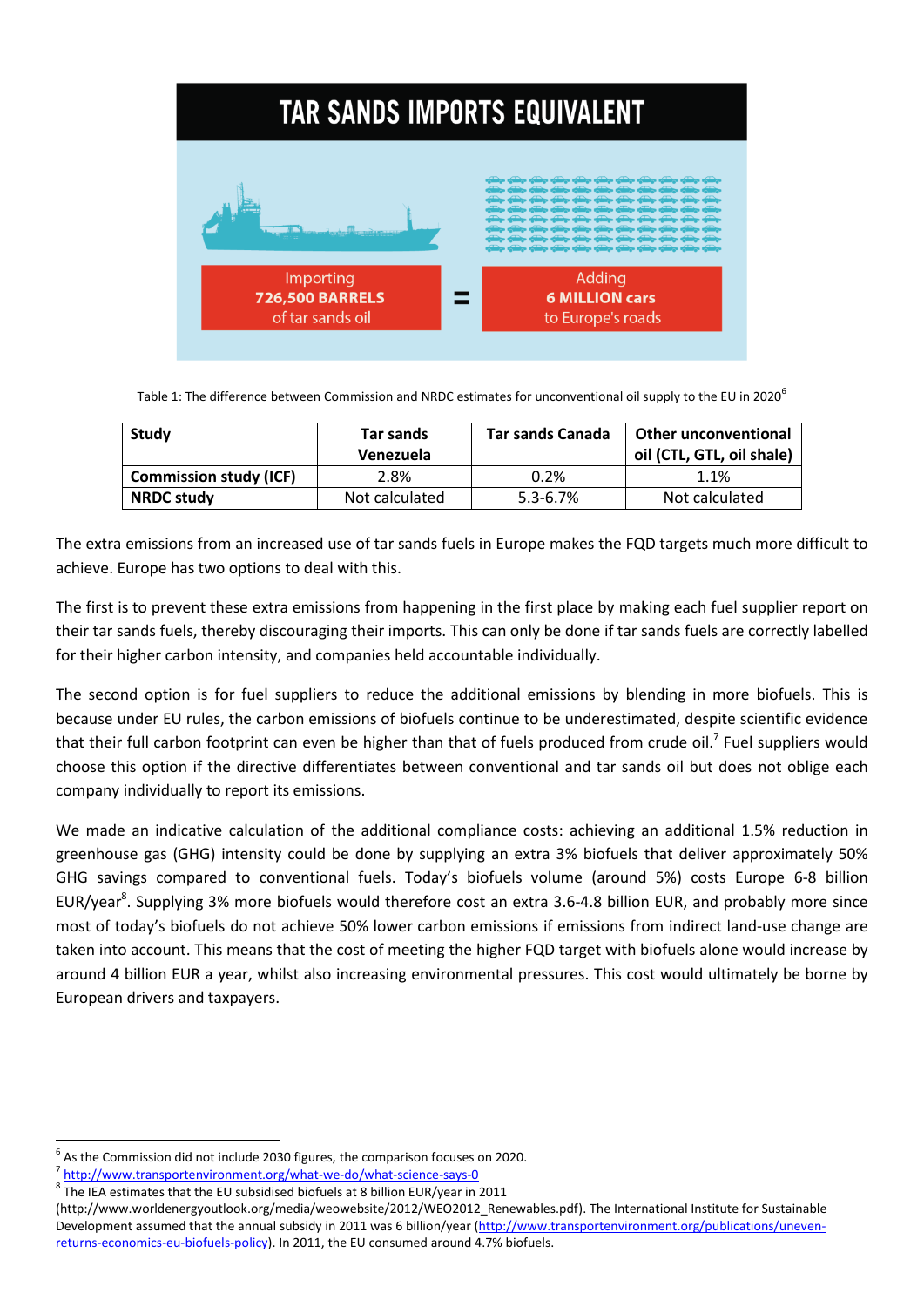TAR SANDS IMPORTS EQUIVALENT

Importing **726,500 BARRELS** of tar sands oil = Adding **6 MILLION cars** to Europe's roads

Table 1: The difference between Commission and NRDC estimates for unconventional oil supply to the EU in 2020[6]

| Study | Tar sands Venezuela | Tar sands Canada | Other unconventional oil (CTL, GTL, oil shale) |
|---|---|---|---|
| **Commission study (ICF)** | 2.8% | 0.2% | 1.1% |
| **NRDC study** | Not calculated | 5.3-6.7% | Not calculated |

The extra emissions from an increased use of tar sands fuels in Europe makes the FQD targets much more difficult to achieve. Europe has two options to deal with this.

The first is to prevent these extra emissions from happening in the first place by making each fuel supplier report on their tar sands fuels, thereby discouraging their imports. This can only be done if tar sands fuels are correctly labelled for their higher carbon intensity, and companies held accountable individually.

The second option is for fuel suppliers to reduce the additional emissions by blending in more biofuels. This is because under EU rules, the carbon emissions of biofuels continue to be underestimated, despite scientific evidence that their full carbon footprint can even be higher than that of fuels produced from crude oil.[7] Fuel suppliers would choose this option if the directive differentiates between conventional and tar sands oil but does not oblige each company individually to report its emissions.

We made an indicative calculation of the additional compliance costs: achieving an additional 1.5% reduction in greenhouse gas (GHG) intensity could be done by supplying an extra 3% biofuels that deliver approximately 50% GHG savings compared to conventional fuels. Today's biofuels volume (around 5%) costs Europe 6-8 billion EUR/year[8]. Supplying 3% more biofuels would therefore cost an extra 3.6-4.8 billion EUR, and probably more since most of today's biofuels do not achieve 50% lower carbon emissions if emissions from indirect land-use change are taken into account. This means that the cost of meeting the higher FQD target with biofuels alone would increase by around 4 billion EUR a year, whilst also increasing environmental pressures. This cost would ultimately be borne by European drivers and taxpayers.

---

[6] As the Commission did not include 2030 figures, the comparison focuses on 2020.

[7] http://www.transportenvironment.org/what-we-do/what-science-says-0

[8] The IEA estimates that the EU subsidised biofuels at 8 billion EUR/year in 2011 (http://www.worldenergyoutlook.org/media/weowebsite/2012/WEO2012_Renewables.pdf). The International Institute for Sustainable Development assumed that the annual subsidy in 2011 was 6 billion/year (http://www.transportenvironment.org/publications/uneven-returns-economics-eu-biofuels-policy). In 2011, the EU consumed around 4.7% biofuels.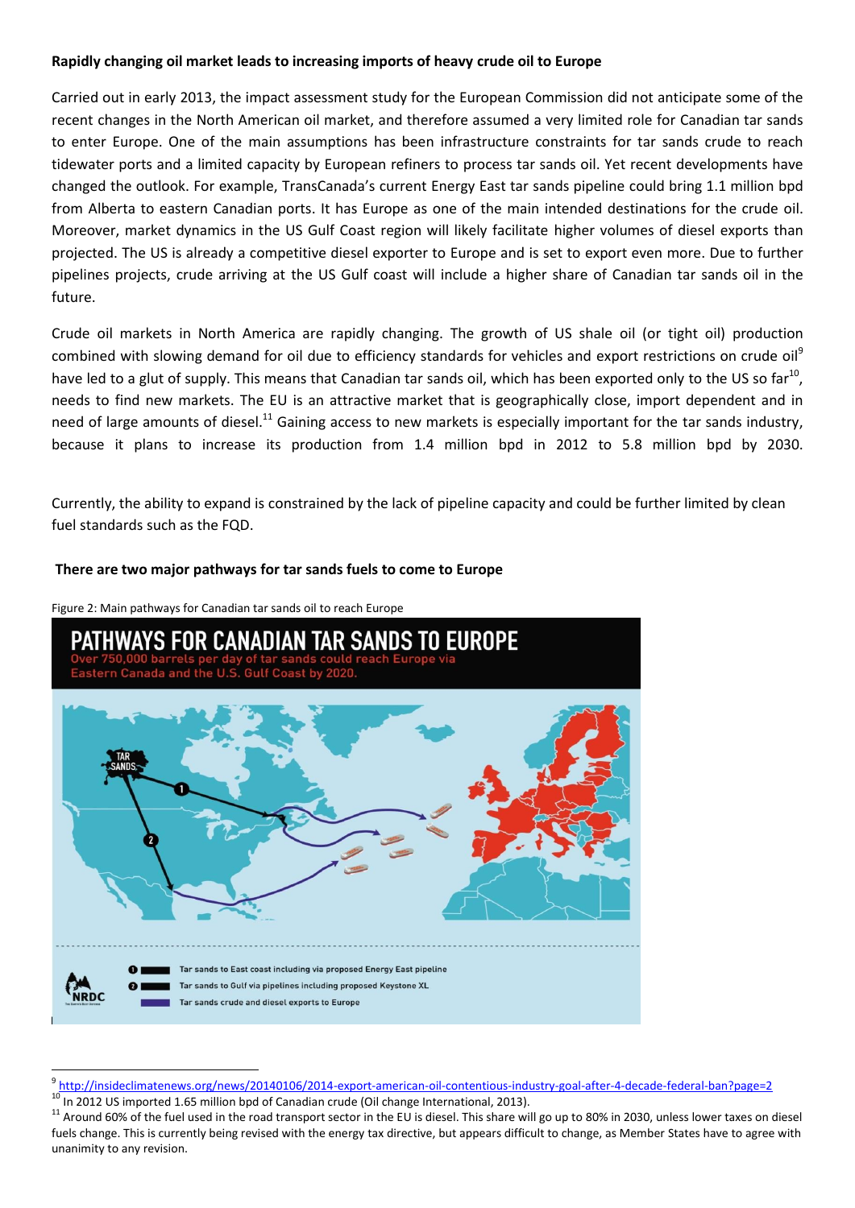**Rapidly changing oil market leads to increasing imports of heavy crude oil to Europe**

Carried out in early 2013, the impact assessment study for the European Commission did not anticipate some of the recent changes in the North American oil market, and therefore assumed a very limited role for Canadian tar sands to enter Europe. One of the main assumptions has been infrastructure constraints for tar sands crude to reach tidewater ports and a limited capacity by European refiners to process tar sands oil. Yet recent developments have changed the outlook. For example, TransCanada's current Energy East tar sands pipeline could bring 1.1 million bpd from Alberta to eastern Canadian ports. It has Europe as one of the main intended destinations for the crude oil. Moreover, market dynamics in the US Gulf Coast region will likely facilitate higher volumes of diesel exports than projected. The US is already a competitive diesel exporter to Europe and is set to export even more. Due to further pipelines projects, crude arriving at the US Gulf coast will include a higher share of Canadian tar sands oil in the future.

Crude oil markets in North America are rapidly changing. The growth of US shale oil (or tight oil) production combined with slowing demand for oil due to efficiency standards for vehicles and export restrictions on crude oil[9] have led to a glut of supply. This means that Canadian tar sands oil, which has been exported only to the US so far[10], needs to find new markets. The EU is an attractive market that is geographically close, import dependent and in need of large amounts of diesel.[11] Gaining access to new markets is especially important for the tar sands industry, because it plans to increase its production from 1.4 million bpd in 2012 to 5.8 million bpd by 2030.

Currently, the ability to expand is constrained by the lack of pipeline capacity and could be further limited by clean fuel standards such as the FQD.

**There are two major pathways for tar sands fuels to come to Europe**

Figure 2: Main pathways for Canadian tar sands oil to reach Europe

PATHWAYS FOR CANADIAN TAR SANDS TO EUROPE

Over 750,000 barrels per day of tar sands could reach Europe via Eastern Canada and the U.S. Gulf Coast by 2020.

TAR SANDS

1 Tar sands to East coast including via proposed Energy East pipeline

2 Tar sands to Gulf via pipelines including proposed Keystone XL

Tar sands crude and diesel exports to Europe

NRDC

---

[9] http://insideclimatenews.org/news/20140106/2014-export-american-oil-contentious-industry-goal-after-4-decade-federal-ban?page=2

[10] In 2012 US imported 1.65 million bpd of Canadian crude (Oil change International, 2013).

[11] Around 60% of the fuel used in the road transport sector in the EU is diesel. This share will go up to 80% in 2030, unless lower taxes on diesel fuels change. This is currently being revised with the energy tax directive, but appears difficult to change, as Member States have to agree with unanimity to any revision.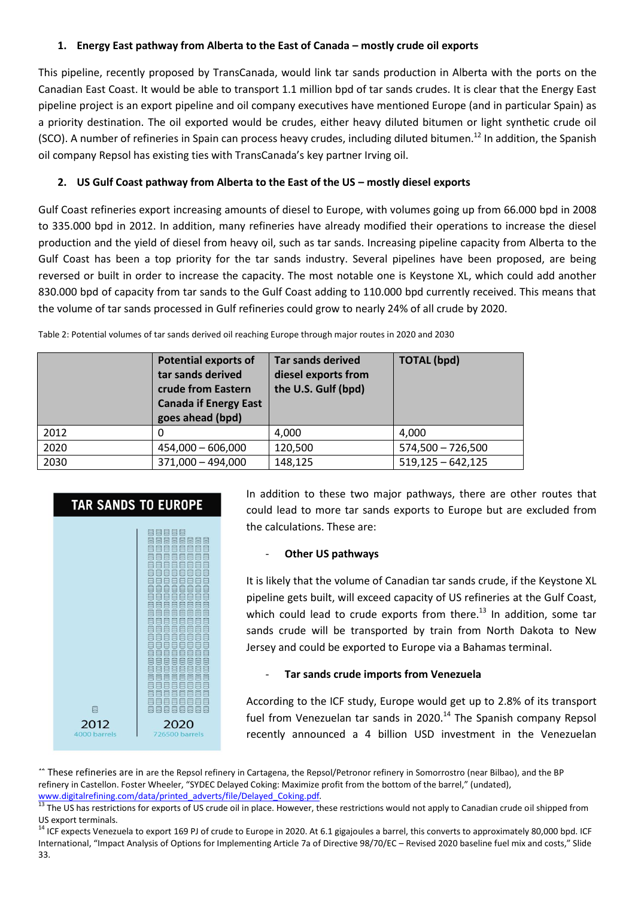1. **Energy East pathway from Alberta to the East of Canada – mostly crude oil exports**

This pipeline, recently proposed by TransCanada, would link tar sands production in Alberta with the ports on the Canadian East Coast. It would be able to transport 1.1 million bpd of tar sands crudes. It is clear that the Energy East pipeline project is an export pipeline and oil company executives have mentioned Europe (and in particular Spain) as a priority destination. The oil exported would be crudes, either heavy diluted bitumen or light synthetic crude oil (SCO). A number of refineries in Spain can process heavy crudes, including diluted bitumen.[12] In addition, the Spanish oil company Repsol has existing ties with TransCanada's key partner Irving oil.

2. **US Gulf Coast pathway from Alberta to the East of the US – mostly diesel exports**

Gulf Coast refineries export increasing amounts of diesel to Europe, with volumes going up from 66.000 bpd in 2008 to 335.000 bpd in 2012. In addition, many refineries have already modified their operations to increase the diesel production and the yield of diesel from heavy oil, such as tar sands. Increasing pipeline capacity from Alberta to the Gulf Coast has been a top priority for the tar sands industry. Several pipelines have been proposed, are being reversed or built in order to increase the capacity. The most notable one is Keystone XL, which could add another 830.000 bpd of capacity from tar sands to the Gulf Coast adding to 110.000 bpd currently received. This means that the volume of tar sands processed in Gulf refineries could grow to nearly 24% of all crude by 2020.

Table 2: Potential volumes of tar sands derived oil reaching Europe through major routes in 2020 and 2030

| | Potential exports of tar sands derived crude from Eastern Canada if Energy East goes ahead (bpd) | Tar sands derived diesel exports from the U.S. Gulf (bpd) | TOTAL (bpd) |
|---|---|---|---|
| 2012 | 0 | 4,000 | 4,000 |
| 2020 | 454,000 – 606,000 | 120,500 | 574,500 – 726,500 |
| 2030 | 371,000 – 494,000 | 148,125 | 519,125 – 642,125 |

**TAR SANDS TO EUROPE**

2012 — 4000 barrels
2020 — 726500 barrels

In addition to these two major pathways, there are other routes that could lead to more tar sands exports to Europe but are excluded from the calculations. These are:

- **Other US pathways**

It is likely that the volume of Canadian tar sands crude, if the Keystone XL pipeline gets built, will exceed capacity of US refineries at the Gulf Coast, which could lead to crude exports from there.[13] In addition, some tar sands crude will be transported by train from North Dakota to New Jersey and could be exported to Europe via a Bahamas terminal.

- **Tar sands crude imports from Venezuela**

According to the ICF study, Europe would get up to 2.8% of its transport fuel from Venezuelan tar sands in 2020.[14] The Spanish company Repsol recently announced a 4 billion USD investment in the Venezuelan

[12] These refineries are in are the Repsol refinery in Cartagena, the Repsol/Petronor refinery in Somorrostro (near Bilbao), and the BP refinery in Castellon. Foster Wheeler, "SYDEC Delayed Coking: Maximize profit from the bottom of the barrel," (undated), www.digitalrefining.com/data/printed_adverts/file/Delayed_Coking.pdf.

[13] The US has restrictions for exports of US crude oil in place. However, these restrictions would not apply to Canadian crude oil shipped from US export terminals.

[14] ICF expects Venezuela to export 169 PJ of crude to Europe in 2020. At 6.1 gigajoules a barrel, this converts to approximately 80,000 bpd. ICF International, "Impact Analysis of Options for Implementing Article 7a of Directive 98/70/EC – Revised 2020 baseline fuel mix and costs," Slide 33.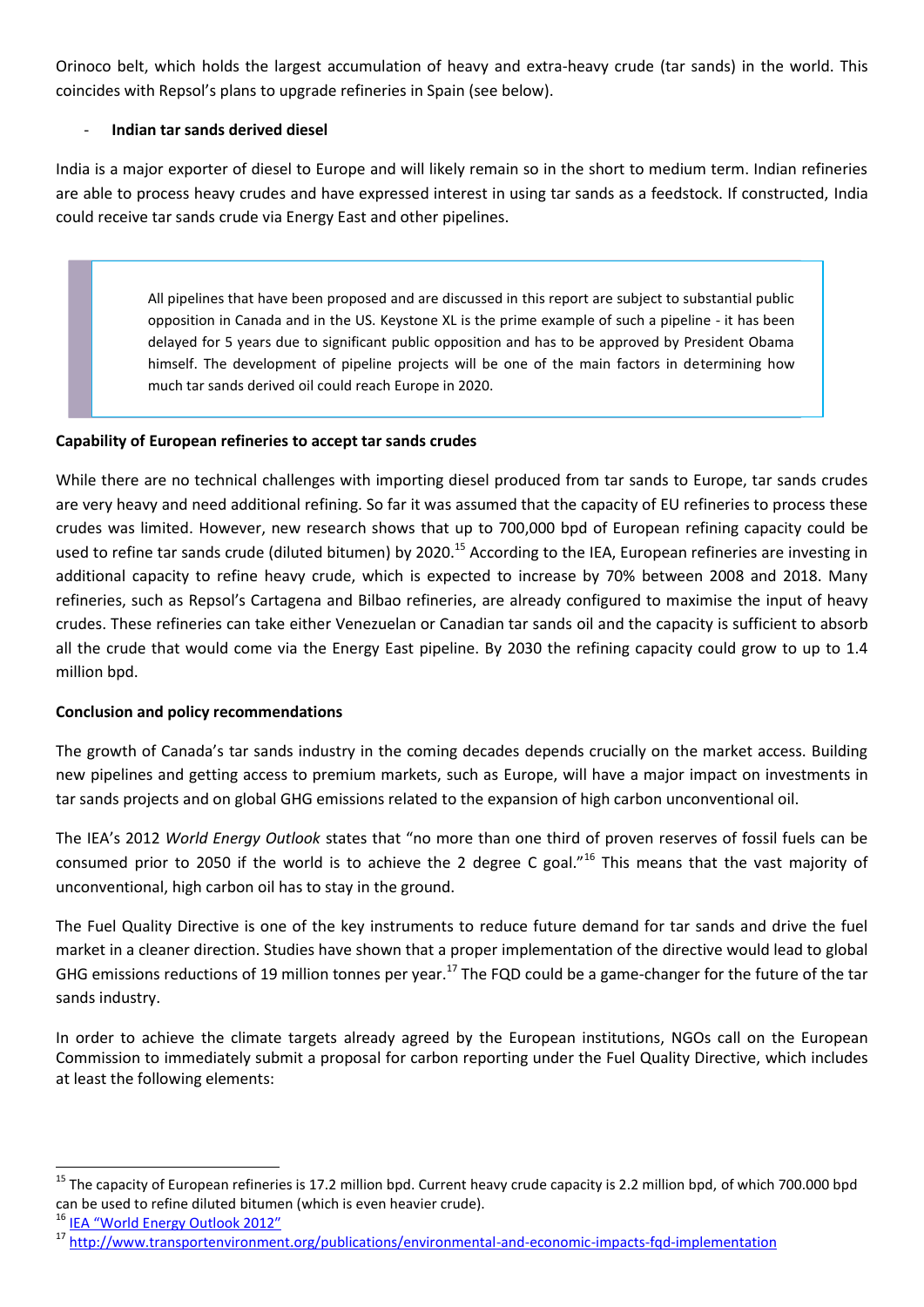Orinoco belt, which holds the largest accumulation of heavy and extra-heavy crude (tar sands) in the world. This coincides with Repsol's plans to upgrade refineries in Spain (see below).

- **Indian tar sands derived diesel**

India is a major exporter of diesel to Europe and will likely remain so in the short to medium term. Indian refineries are able to process heavy crudes and have expressed interest in using tar sands as a feedstock. If constructed, India could receive tar sands crude via Energy East and other pipelines.

> All pipelines that have been proposed and are discussed in this report are subject to substantial public opposition in Canada and in the US. Keystone XL is the prime example of such a pipeline - it has been delayed for 5 years due to significant public opposition and has to be approved by President Obama himself. The development of pipeline projects will be one of the main factors in determining how much tar sands derived oil could reach Europe in 2020.

**Capability of European refineries to accept tar sands crudes**

While there are no technical challenges with importing diesel produced from tar sands to Europe, tar sands crudes are very heavy and need additional refining. So far it was assumed that the capacity of EU refineries to process these crudes was limited. However, new research shows that up to 700,000 bpd of European refining capacity could be used to refine tar sands crude (diluted bitumen) by 2020.[15] According to the IEA, European refineries are investing in additional capacity to refine heavy crude, which is expected to increase by 70% between 2008 and 2018. Many refineries, such as Repsol's Cartagena and Bilbao refineries, are already configured to maximise the input of heavy crudes. These refineries can take either Venezuelan or Canadian tar sands oil and the capacity is sufficient to absorb all the crude that would come via the Energy East pipeline. By 2030 the refining capacity could grow to up to 1.4 million bpd.

**Conclusion and policy recommendations**

The growth of Canada's tar sands industry in the coming decades depends crucially on the market access. Building new pipelines and getting access to premium markets, such as Europe, will have a major impact on investments in tar sands projects and on global GHG emissions related to the expansion of high carbon unconventional oil.

The IEA's 2012 *World Energy Outlook* states that "no more than one third of proven reserves of fossil fuels can be consumed prior to 2050 if the world is to achieve the 2 degree C goal."[16] This means that the vast majority of unconventional, high carbon oil has to stay in the ground.

The Fuel Quality Directive is one of the key instruments to reduce future demand for tar sands and drive the fuel market in a cleaner direction. Studies have shown that a proper implementation of the directive would lead to global GHG emissions reductions of 19 million tonnes per year.[17] The FQD could be a game-changer for the future of the tar sands industry.

In order to achieve the climate targets already agreed by the European institutions, NGOs call on the European Commission to immediately submit a proposal for carbon reporting under the Fuel Quality Directive, which includes at least the following elements:

---

[15] The capacity of European refineries is 17.2 million bpd. Current heavy crude capacity is 2.2 million bpd, of which 700.000 bpd can be used to refine diluted bitumen (which is even heavier crude).

[16] IEA "World Energy Outlook 2012"

[17] http://www.transportenvironment.org/publications/environmental-and-economic-impacts-fqd-implementation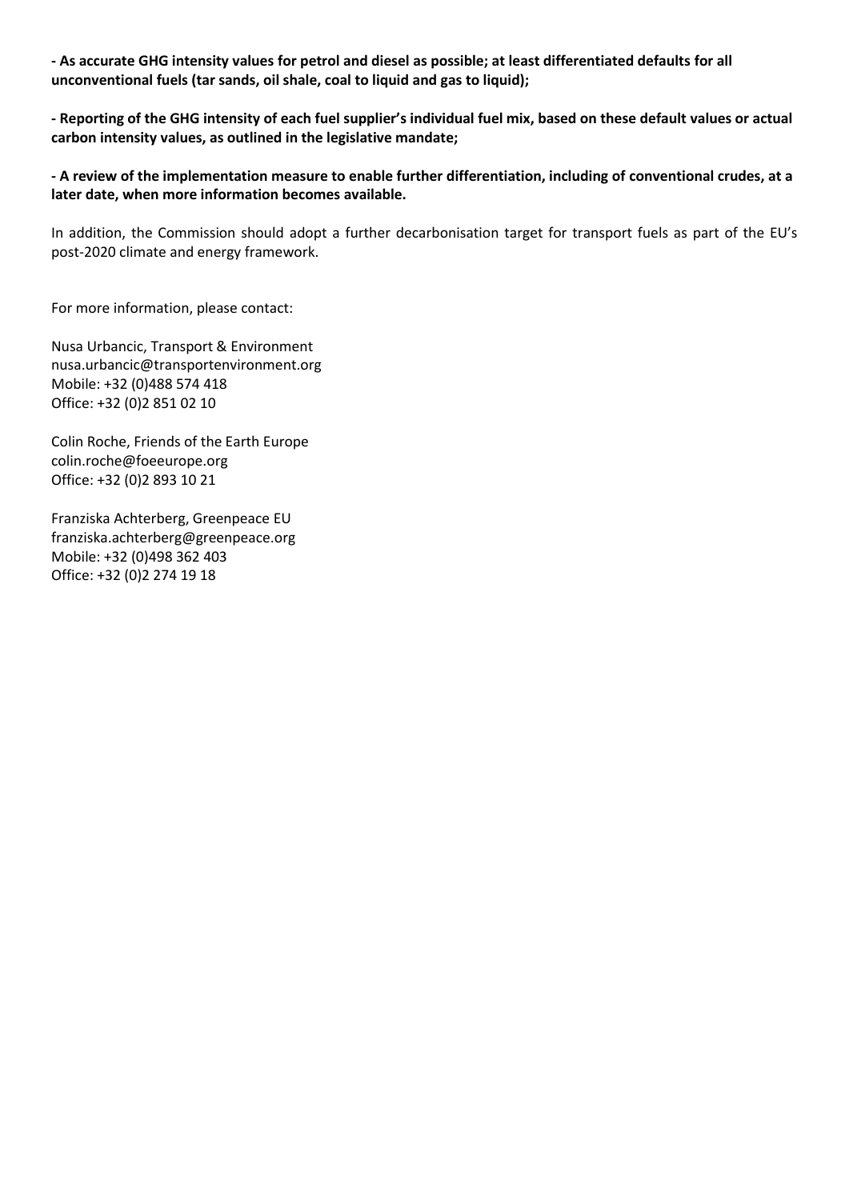**- As accurate GHG intensity values for petrol and diesel as possible; at least differentiated defaults for all unconventional fuels (tar sands, oil shale, coal to liquid and gas to liquid);**

**- Reporting of the GHG intensity of each fuel supplier's individual fuel mix, based on these default values or actual carbon intensity values, as outlined in the legislative mandate;**

**- A review of the implementation measure to enable further differentiation, including of conventional crudes, at a later date, when more information becomes available.**

In addition, the Commission should adopt a further decarbonisation target for transport fuels as part of the EU's post-2020 climate and energy framework.

For more information, please contact:

Nusa Urbancic, Transport & Environment
nusa.urbancic@transportenvironment.org
Mobile: +32 (0)488 574 418
Office: +32 (0)2 851 02 10

Colin Roche, Friends of the Earth Europe
colin.roche@foeeurope.org
Office: +32 (0)2 893 10 21

Franziska Achterberg, Greenpeace EU
franziska.achterberg@greenpeace.org
Mobile: +32 (0)498 362 403
Office: +32 (0)2 274 19 18